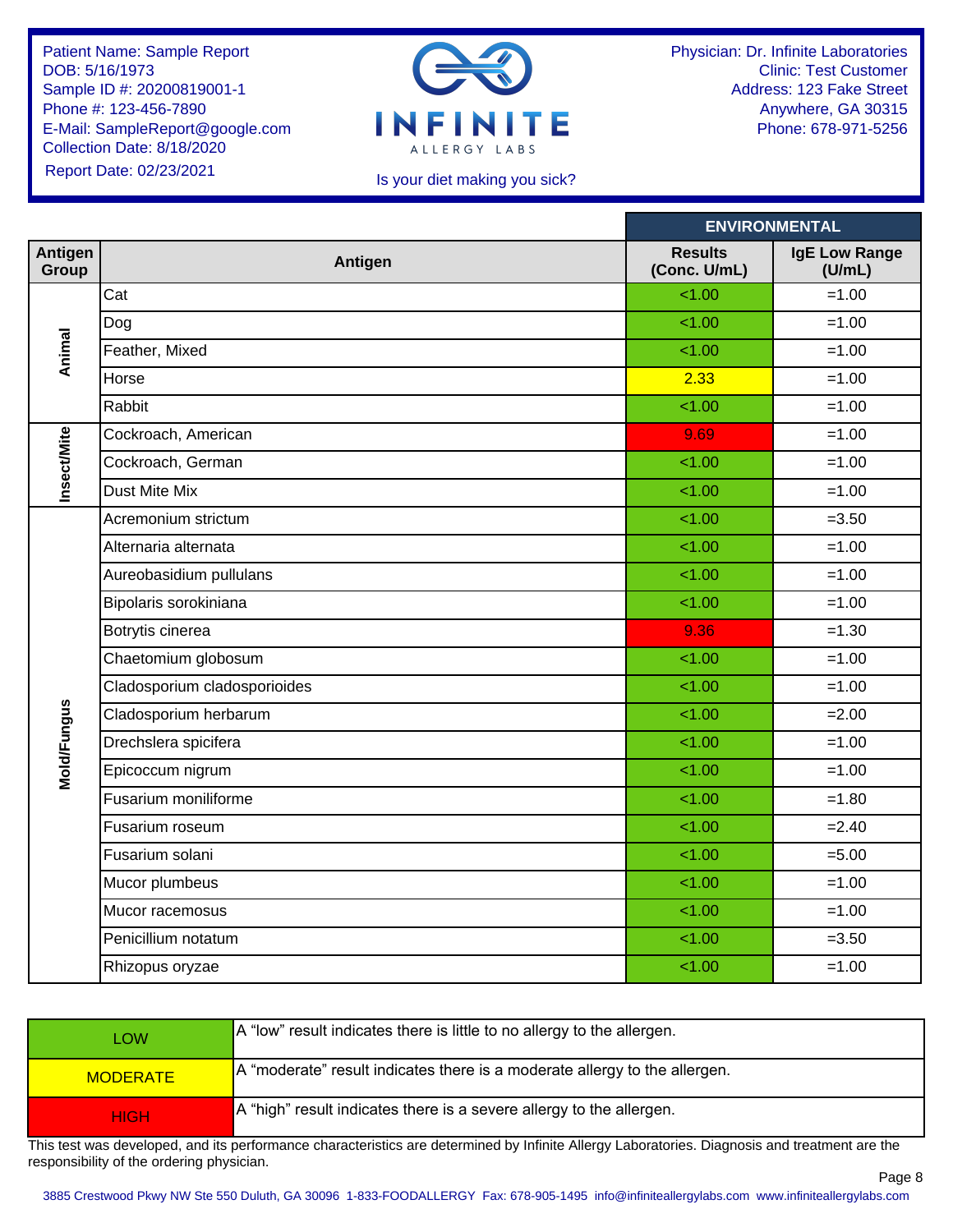Patient Name: Sample Report
DOB: 5/16/1973
Sample ID #: 20200819001-1
Phone #: 123-456-7890
E-Mail: SampleReport@google.com
Collection Date: 8/18/2020
Report Date: 02/23/2021

INFINITE ALLERGY LABS

Is your diet making you sick?

Physician: Dr. Infinite Laboratories
Clinic: Test Customer
Address: 123 Fake Street
Anywhere, GA 30315
Phone: 678-971-5256

| Antigen Group | Antigen | ENVIRONMENTAL Results (Conc. U/mL) | IgE Low Range (U/mL) |
|---|---|---|---|
| Animal | Cat | <1.00 | =1.00 |
| | Dog | <1.00 | =1.00 |
| | Feather, Mixed | <1.00 | =1.00 |
| | Horse | 2.33 | =1.00 |
| | Rabbit | <1.00 | =1.00 |
| Insect/Mite | Cockroach, American | 9.69 | =1.00 |
| | Cockroach, German | <1.00 | =1.00 |
| | Dust Mite Mix | <1.00 | =1.00 |
| Mold/Fungus | Acremonium strictum | <1.00 | =3.50 |
| | Alternaria alternata | <1.00 | =1.00 |
| | Aureobasidium pullulans | <1.00 | =1.00 |
| | Bipolaris sorokiniana | <1.00 | =1.00 |
| | Botrytis cinerea | 9.36 | =1.30 |
| | Chaetomium globosum | <1.00 | =1.00 |
| | Cladosporium cladosporioides | <1.00 | =1.00 |
| | Cladosporium herbarum | <1.00 | =2.00 |
| | Drechslera spicifera | <1.00 | =1.00 |
| | Epicoccum nigrum | <1.00 | =1.00 |
| | Fusarium moniliforme | <1.00 | =1.80 |
| | Fusarium roseum | <1.00 | =2.40 |
| | Fusarium solani | <1.00 | =5.00 |
| | Mucor plumbeus | <1.00 | =1.00 |
| | Mucor racemosus | <1.00 | =1.00 |
| | Penicillium notatum | <1.00 | =3.50 |
| | Rhizopus oryzae | <1.00 | =1.00 |

| Level | Description |
|---|---|
| LOW | A “low” result indicates there is little to no allergy to the allergen. |
| MODERATE | A “moderate” result indicates there is a moderate allergy to the allergen. |
| HIGH | A “high” result indicates there is a severe allergy to the allergen. |

This test was developed, and its performance characteristics are determined by Infinite Allergy Laboratories. Diagnosis and treatment are the responsibility of the ordering physician.

3885 Crestwood Pkwy NW Ste 550 Duluth, GA 30096 1-833-FOODALLERGY Fax: 678-905-1495 info@infiniteallergylabs.com www.infiniteallergylabs.com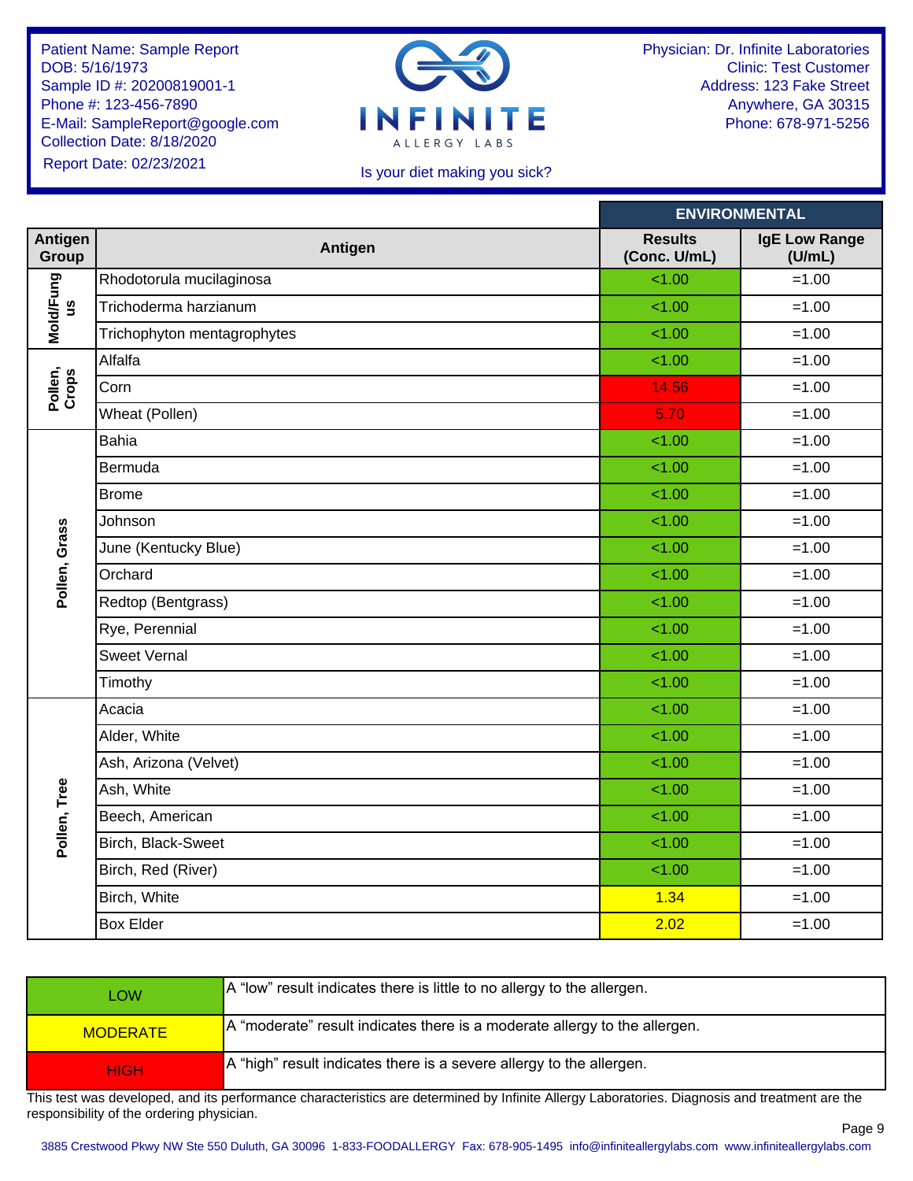Patient Name: Sample Report
DOB: 5/16/1973
Sample ID #: 20200819001-1
Phone #: 123-456-7890
E-Mail: SampleReport@google.com
Collection Date: 8/18/2020
Report Date: 02/23/2021

**INFINITE** ALLERGY LABS

Is your diet making you sick?

Physician: Dr. Infinite Laboratories
Clinic: Test Customer
Address: 123 Fake Street
Anywhere, GA 30315
Phone: 678-971-5256

| Antigen Group | Antigen | ENVIRONMENTAL Results (Conc. U/mL) | IgE Low Range (U/mL) |
|---|---|---|---|
| Mold/Fungus | Rhodotorula mucilaginosa | <1.00 | =1.00 |
| | Trichoderma harzianum | <1.00 | =1.00 |
| | Trichophyton mentagrophytes | <1.00 | =1.00 |
| Pollen, Crops | Alfalfa | <1.00 | =1.00 |
| | Corn | 14.56 | =1.00 |
| | Wheat (Pollen) | 5.70 | =1.00 |
| Pollen, Grass | Bahia | <1.00 | =1.00 |
| | Bermuda | <1.00 | =1.00 |
| | Brome | <1.00 | =1.00 |
| | Johnson | <1.00 | =1.00 |
| | June (Kentucky Blue) | <1.00 | =1.00 |
| | Orchard | <1.00 | =1.00 |
| | Redtop (Bentgrass) | <1.00 | =1.00 |
| | Rye, Perennial | <1.00 | =1.00 |
| | Sweet Vernal | <1.00 | =1.00 |
| | Timothy | <1.00 | =1.00 |
| Pollen, Tree | Acacia | <1.00 | =1.00 |
| | Alder, White | <1.00 | =1.00 |
| | Ash, Arizona (Velvet) | <1.00 | =1.00 |
| | Ash, White | <1.00 | =1.00 |
| | Beech, American | <1.00 | =1.00 |
| | Birch, Black-Sweet | <1.00 | =1.00 |
| | Birch, Red (River) | <1.00 | =1.00 |
| | Birch, White | 1.34 | =1.00 |
| | Box Elder | 2.02 | =1.00 |

| | |
|---|---|
| LOW | A “low” result indicates there is little to no allergy to the allergen. |
| MODERATE | A “moderate” result indicates there is a moderate allergy to the allergen. |
| HIGH | A “high” result indicates there is a severe allergy to the allergen. |

This test was developed, and its performance characteristics are determined by Infinite Allergy Laboratories. Diagnosis and treatment are the responsibility of the ordering physician.

3885 Crestwood Pkwy NW Ste 550 Duluth, GA 30096 1-833-FOODALLERGY Fax: 678-905-1495 info@infiniteallergylabs.com www.infiniteallergylabs.com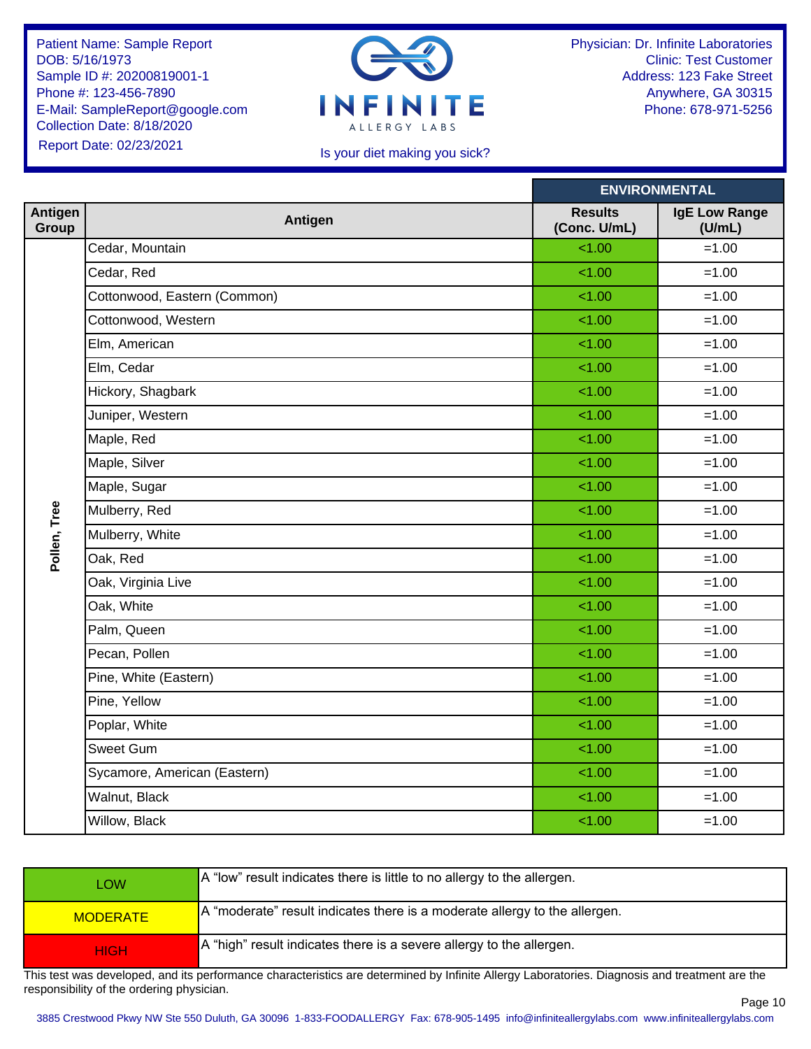Patient Name: Sample Report
DOB: 5/16/1973
Sample ID #: 20200819001-1
Phone #: 123-456-7890
E-Mail: SampleReport@google.com
Collection Date: 8/18/2020
Report Date: 02/23/2021

**INFINITE** ALLERGY LABS

Is your diet making you sick?

Physician: Dr. Infinite Laboratories
Clinic: Test Customer
Address: 123 Fake Street
Anywhere, GA 30315
Phone: 678-971-5256

| Antigen Group | Antigen | ENVIRONMENTAL Results (Conc. U/mL) | IgE Low Range (U/mL) |
|---|---|---|---|
| Pollen, Tree | Cedar, Mountain | <1.00 | =1.00 |
| | Cedar, Red | <1.00 | =1.00 |
| | Cottonwood, Eastern (Common) | <1.00 | =1.00 |
| | Cottonwood, Western | <1.00 | =1.00 |
| | Elm, American | <1.00 | =1.00 |
| | Elm, Cedar | <1.00 | =1.00 |
| | Hickory, Shagbark | <1.00 | =1.00 |
| | Juniper, Western | <1.00 | =1.00 |
| | Maple, Red | <1.00 | =1.00 |
| | Maple, Silver | <1.00 | =1.00 |
| | Maple, Sugar | <1.00 | =1.00 |
| | Mulberry, Red | <1.00 | =1.00 |
| | Mulberry, White | <1.00 | =1.00 |
| | Oak, Red | <1.00 | =1.00 |
| | Oak, Virginia Live | <1.00 | =1.00 |
| | Oak, White | <1.00 | =1.00 |
| | Palm, Queen | <1.00 | =1.00 |
| | Pecan, Pollen | <1.00 | =1.00 |
| | Pine, White (Eastern) | <1.00 | =1.00 |
| | Pine, Yellow | <1.00 | =1.00 |
| | Poplar, White | <1.00 | =1.00 |
| | Sweet Gum | <1.00 | =1.00 |
| | Sycamore, American (Eastern) | <1.00 | =1.00 |
| | Walnut, Black | <1.00 | =1.00 |
| | Willow, Black | <1.00 | =1.00 |

| | |
|---|---|
| LOW | A "low" result indicates there is little to no allergy to the allergen. |
| MODERATE | A "moderate" result indicates there is a moderate allergy to the allergen. |
| HIGH | A "high" result indicates there is a severe allergy to the allergen. |

This test was developed, and its performance characteristics are determined by Infinite Allergy Laboratories. Diagnosis and treatment are the responsibility of the ordering physician.

3885 Crestwood Pkwy NW Ste 550 Duluth, GA 30096 1-833-FOODALLERGY Fax: 678-905-1495 info@infiniteallergylabs.com www.infiniteallergylabs.com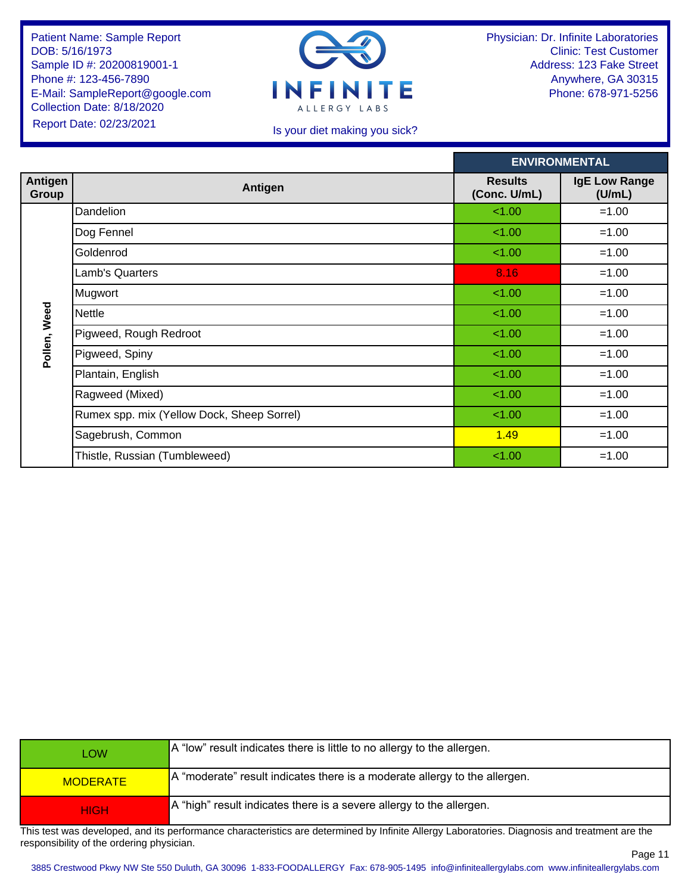Patient Name: Sample Report
DOB: 5/16/1973
Sample ID #: 20200819001-1
Phone #: 123-456-7890
E-Mail: SampleReport@google.com
Collection Date: 8/18/2020
Report Date: 02/23/2021

INFINITE ALLERGY LABS

Is your diet making you sick?

Physician: Dr. Infinite Laboratories
Clinic: Test Customer
Address: 123 Fake Street
Anywhere, GA 30315
Phone: 678-971-5256

| Antigen Group | Antigen | ENVIRONMENTAL | |
|---|---|---|---|
| | | **Results (Conc. U/mL)** | **IgE Low Range (U/mL)** |
| Pollen, Weed | Dandelion | <1.00 | =1.00 |
| | Dog Fennel | <1.00 | =1.00 |
| | Goldenrod | <1.00 | =1.00 |
| | Lamb's Quarters | 8.16 | =1.00 |
| | Mugwort | <1.00 | =1.00 |
| | Nettle | <1.00 | =1.00 |
| | Pigweed, Rough Redroot | <1.00 | =1.00 |
| | Pigweed, Spiny | <1.00 | =1.00 |
| | Plantain, English | <1.00 | =1.00 |
| | Ragweed (Mixed) | <1.00 | =1.00 |
| | Rumex spp. mix (Yellow Dock, Sheep Sorrel) | <1.00 | =1.00 |
| | Sagebrush, Common | 1.49 | =1.00 |
| | Thistle, Russian (Tumbleweed) | <1.00 | =1.00 |

| | |
|---|---|
| LOW | A "low" result indicates there is little to no allergy to the allergen. |
| MODERATE | A "moderate" result indicates there is a moderate allergy to the allergen. |
| HIGH | A "high" result indicates there is a severe allergy to the allergen. |

This test was developed, and its performance characteristics are determined by Infinite Allergy Laboratories. Diagnosis and treatment are the responsibility of the ordering physician.

3885 Crestwood Pkwy NW Ste 550 Duluth, GA 30096 1-833-FOODALLERGY Fax: 678-905-1495 info@infiniteallergylabs.com www.infiniteallergylabs.com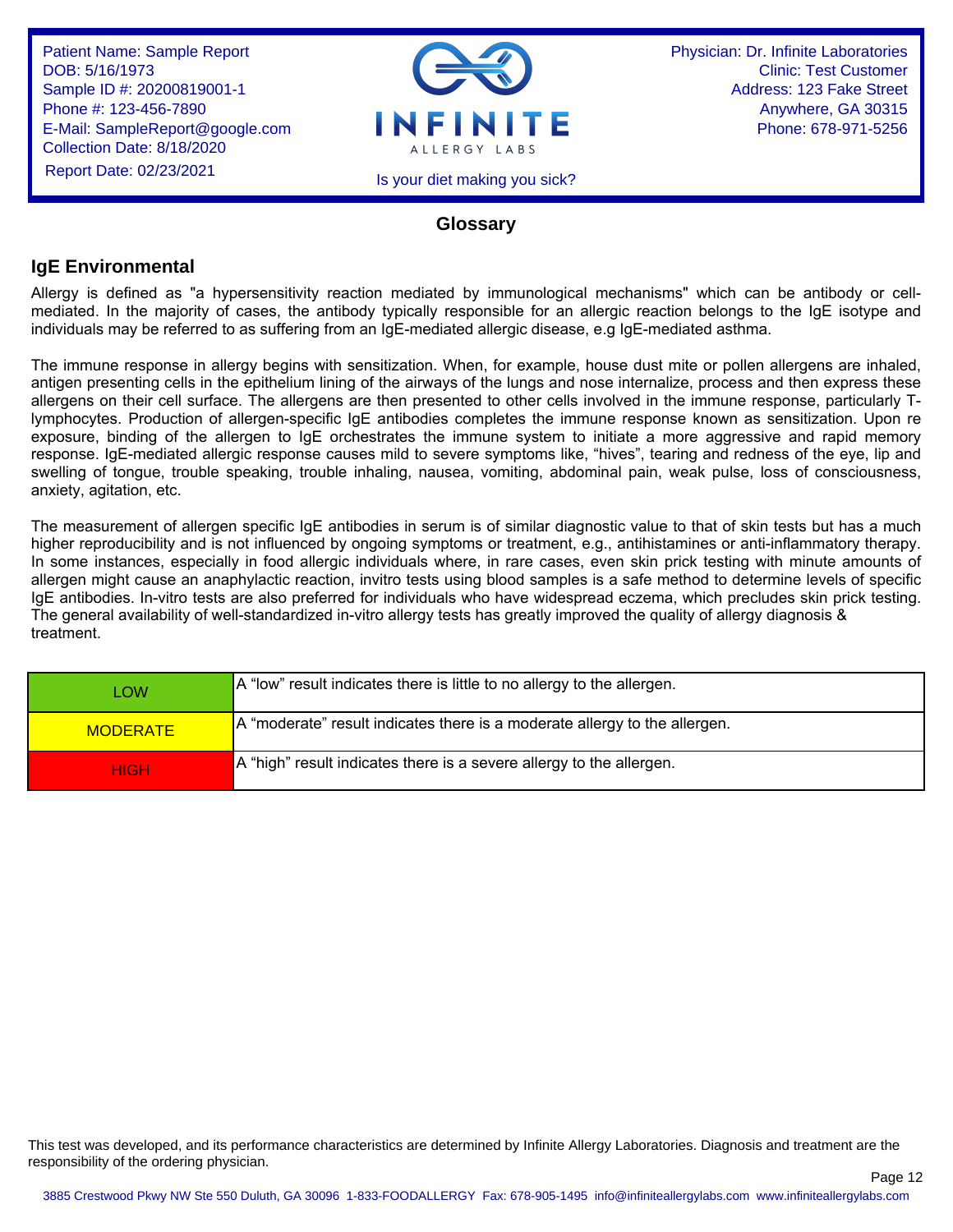Patient Name: Sample Report
DOB: 5/16/1973
Sample ID #: 20200819001-1
Phone #: 123-456-7890
E-Mail: SampleReport@google.com
Collection Date: 8/18/2020
Report Date: 02/23/2021

INFINITE
ALLERGY LABS

Is your diet making you sick?

Physician: Dr. Infinite Laboratories
Clinic: Test Customer
Address: 123 Fake Street
Anywhere, GA 30315
Phone: 678-971-5256

## Glossary

### IgE Environmental

Allergy is defined as "a hypersensitivity reaction mediated by immunological mechanisms" which can be antibody or cell-mediated. In the majority of cases, the antibody typically responsible for an allergic reaction belongs to the IgE isotype and individuals may be referred to as suffering from an IgE-mediated allergic disease, e.g IgE-mediated asthma.

The immune response in allergy begins with sensitization. When, for example, house dust mite or pollen allergens are inhaled, antigen presenting cells in the epithelium lining of the airways of the lungs and nose internalize, process and then express these allergens on their cell surface. The allergens are then presented to other cells involved in the immune response, particularly T-lymphocytes. Production of allergen-specific IgE antibodies completes the immune response known as sensitization. Upon re exposure, binding of the allergen to IgE orchestrates the immune system to initiate a more aggressive and rapid memory response. IgE-mediated allergic response causes mild to severe symptoms like, “hives”, tearing and redness of the eye, lip and swelling of tongue, trouble speaking, trouble inhaling, nausea, vomiting, abdominal pain, weak pulse, loss of consciousness, anxiety, agitation, etc.

The measurement of allergen specific IgE antibodies in serum is of similar diagnostic value to that of skin tests but has a much higher reproducibility and is not influenced by ongoing symptoms or treatment, e.g., antihistamines or anti-inflammatory therapy. In some instances, especially in food allergic individuals where, in rare cases, even skin prick testing with minute amounts of allergen might cause an anaphylactic reaction, invitro tests using blood samples is a safe method to determine levels of specific IgE antibodies. In-vitro tests are also preferred for individuals who have widespread eczema, which precludes skin prick testing. The general availability of well-standardized in-vitro allergy tests has greatly improved the quality of allergy diagnosis & treatment.

| | |
|---|---|
| LOW | A “low” result indicates there is little to no allergy to the allergen. |
| MODERATE | A “moderate” result indicates there is a moderate allergy to the allergen. |
| HIGH | A “high” result indicates there is a severe allergy to the allergen. |

This test was developed, and its performance characteristics are determined by Infinite Allergy Laboratories. Diagnosis and treatment are the responsibility of the ordering physician.

3885 Crestwood Pkwy NW Ste 550 Duluth, GA 30096 1-833-FOODALLERGY Fax: 678-905-1495 info@infiniteallergylabs.com www.infiniteallergylabs.com